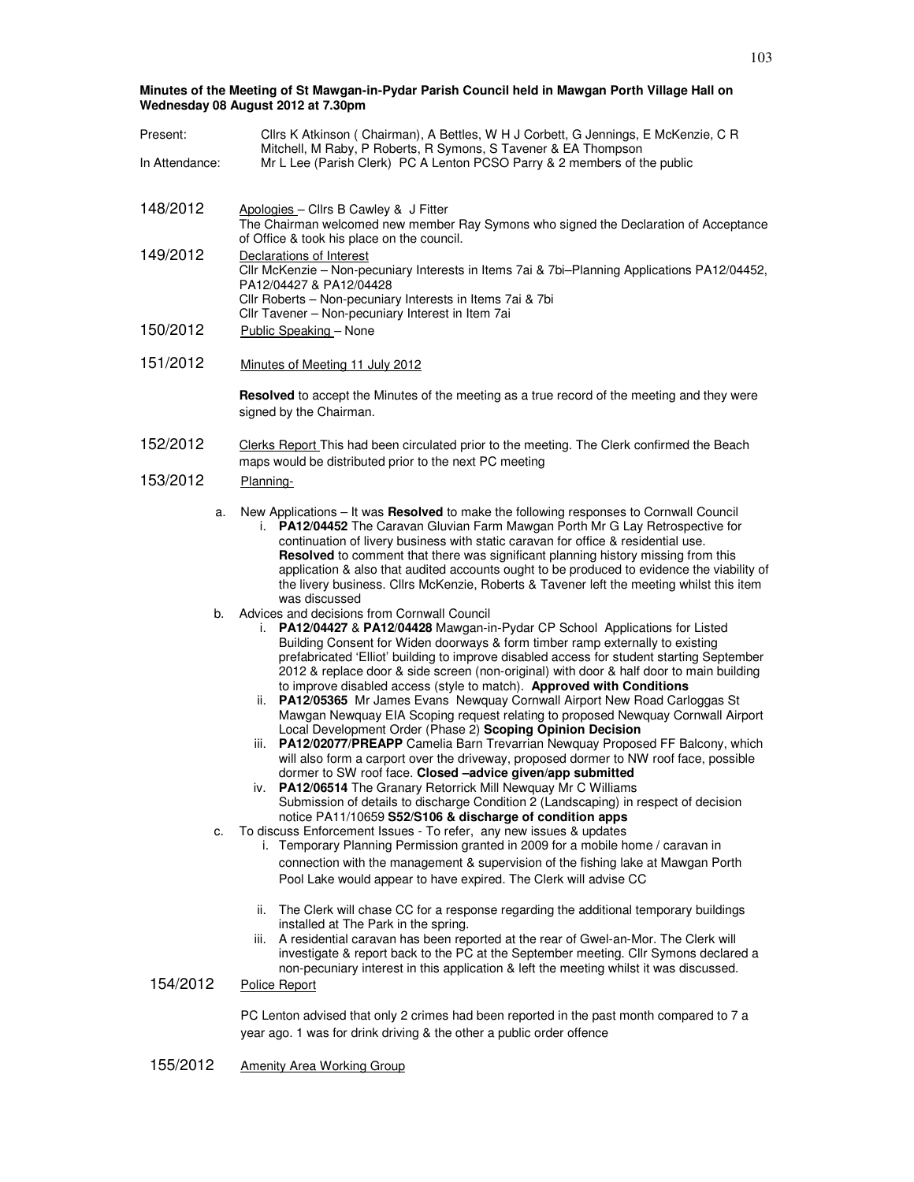**Minutes of the Meeting of St Mawgan-in-Pydar Parish Council held in Mawgan Porth Village Hall on Wednesday 08 August 2012 at 7.30pm**

Present: Cllrs K Atkinson ( Chairman), A Bettles, W H J Corbett, G Jennings, E McKenzie, C R Mitchell, M Raby, P Roberts, R Symons, S Tavener & EA Thompson

In Attendance: Mr L Lee (Parish Clerk) PC A Lenton PCSO Parry & 2 members of the public

148/2012 Apologies – Cllrs B Cawley & J Fitter
The Chairman welcomed new member Ray Symons who signed the Declaration of Acceptance of Office & took his place on the council.

149/2012 Declarations of Interest
Cllr McKenzie – Non-pecuniary Interests in Items 7ai & 7bi–Planning Applications PA12/04452, PA12/04427 & PA12/04428
Cllr Roberts – Non-pecuniary Interests in Items 7ai & 7bi
Cllr Tavener – Non-pecuniary Interest in Item 7ai

150/2012 Public Speaking – None

151/2012 Minutes of Meeting 11 July 2012

**Resolved** to accept the Minutes of the meeting as a true record of the meeting and they were signed by the Chairman.

152/2012 Clerks Report This had been circulated prior to the meeting. The Clerk confirmed the Beach maps would be distributed prior to the next PC meeting

153/2012 Planning-

a. New Applications – It was **Resolved** to make the following responses to Cornwall Council
   i. **PA12/04452** The Caravan Gluvian Farm Mawgan Porth Mr G Lay Retrospective for continuation of livery business with static caravan for office & residential use. **Resolved** to comment that there was significant planning history missing from this application & also that audited accounts ought to be produced to evidence the viability of the livery business. Cllrs McKenzie, Roberts & Tavener left the meeting whilst this item was discussed

b. Advices and decisions from Cornwall Council
   i. **PA12/04427** & **PA12/04428** Mawgan-in-Pydar CP School Applications for Listed Building Consent for Widen doorways & form timber ramp externally to existing prefabricated 'Elliot' building to improve disabled access for student starting September 2012 & replace door & side screen (non-original) with door & half door to main building to improve disabled access (style to match). **Approved with Conditions**
   ii. **PA12/05365** Mr James Evans Newquay Cornwall Airport New Road Carloggas St Mawgan Newquay EIA Scoping request relating to proposed Newquay Cornwall Airport Local Development Order (Phase 2) **Scoping Opinion Decision**
   iii. **PA12/02077/PREAPP** Camelia Barn Trevarrian Newquay Proposed FF Balcony, which will also form a carport over the driveway, proposed dormer to NW roof face, possible dormer to SW roof face. **Closed –advice given/app submitted**
   iv. **PA12/06514** The Granary Retorrick Mill Newquay Mr C Williams Submission of details to discharge Condition 2 (Landscaping) in respect of decision notice PA11/10659 **S52/S106 & discharge of condition apps**

c. To discuss Enforcement Issues - To refer, any new issues & updates
   i. Temporary Planning Permission granted in 2009 for a mobile home / caravan in connection with the management & supervision of the fishing lake at Mawgan Porth Pool Lake would appear to have expired. The Clerk will advise CC
   ii. The Clerk will chase CC for a response regarding the additional temporary buildings installed at The Park in the spring.
   iii. A residential caravan has been reported at the rear of Gwel-an-Mor. The Clerk will investigate & report back to the PC at the September meeting. Cllr Symons declared a non-pecuniary interest in this application & left the meeting whilst it was discussed.

154/2012 Police Report

PC Lenton advised that only 2 crimes had been reported in the past month compared to 7 a year ago. 1 was for drink driving & the other a public order offence

155/2012 Amenity Area Working Group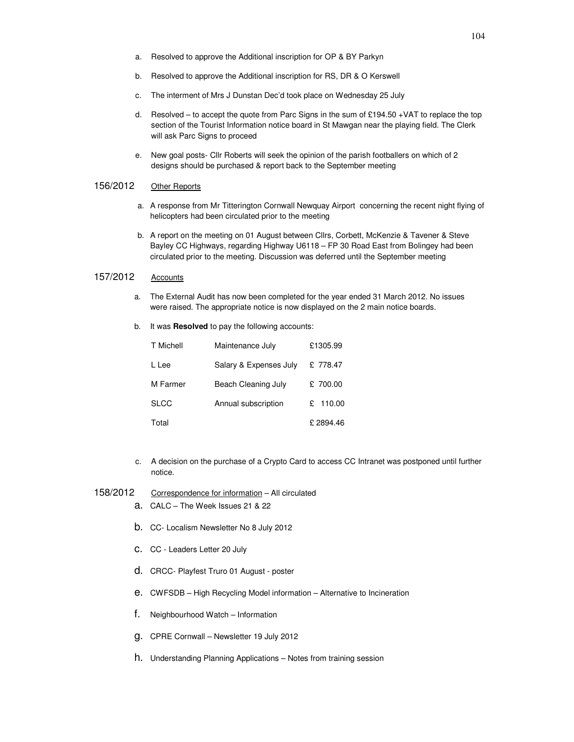a. Resolved to approve the Additional inscription for OP & BY Parkyn

b. Resolved to approve the Additional inscription for RS, DR & O Kerswell

c. The interment of Mrs J Dunstan Dec'd took place on Wednesday 25 July

d. Resolved – to accept the quote from Parc Signs in the sum of £194.50 +VAT to replace the top section of the Tourist Information notice board in St Mawgan near the playing field. The Clerk will ask Parc Signs to proceed

e. New goal posts- Cllr Roberts will seek the opinion of the parish footballers on which of 2 designs should be purchased & report back to the September meeting

156/2012 Other Reports

a. A response from Mr Titterington Cornwall Newquay Airport concerning the recent night flying of helicopters had been circulated prior to the meeting

b. A report on the meeting on 01 August between Cllrs, Corbett, McKenzie & Tavener & Steve Bayley CC Highways, regarding Highway U6118 – FP 30 Road East from Bolingey had been circulated prior to the meeting. Discussion was deferred until the September meeting

157/2012 Accounts

a. The External Audit has now been completed for the year ended 31 March 2012. No issues were raised. The appropriate notice is now displayed on the 2 main notice boards.

b. It was **Resolved** to pay the following accounts:

| | | |
|---|---|---|
| T Michell | Maintenance July | £1305.99 |
| L Lee | Salary & Expenses July | £ 778.47 |
| M Farmer | Beach Cleaning July | £ 700.00 |
| SLCC | Annual subscription | £ 110.00 |
| Total | | £ 2894.46 |

c. A decision on the purchase of a Crypto Card to access CC Intranet was postponed until further notice.

158/2012 Correspondence for information – All circulated

a. CALC – The Week Issues 21 & 22

b. CC- Localism Newsletter No 8 July 2012

c. CC - Leaders Letter 20 July

d. CRCC- Playfest Truro 01 August - poster

e. CWFSDB – High Recycling Model information – Alternative to Incineration

f. Neighbourhood Watch – Information

g. CPRE Cornwall – Newsletter 19 July 2012

h. Understanding Planning Applications – Notes from training session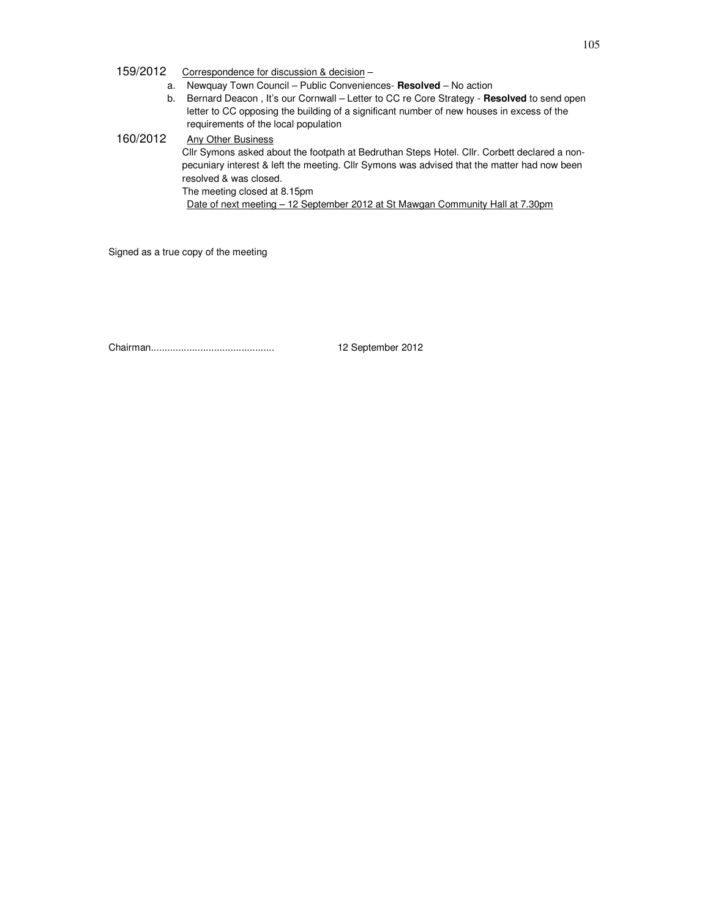159/2012 Correspondence for discussion & decision –

a. Newquay Town Council – Public Conveniences- **Resolved** – No action
b. Bernard Deacon , It's our Cornwall – Letter to CC re Core Strategy - **Resolved** to send open letter to CC opposing the building of a significant number of new houses in excess of the requirements of the local population

160/2012 Any Other Business

Cllr Symons asked about the footpath at Bedruthan Steps Hotel. Cllr. Corbett declared a non-pecuniary interest & left the meeting. Cllr Symons was advised that the matter had now been resolved & was closed.

The meeting closed at 8.15pm

Date of next meeting – 12 September 2012 at St Mawgan Community Hall at 7.30pm

Signed as a true copy of the meeting

Chairman............................................ 12 September 2012